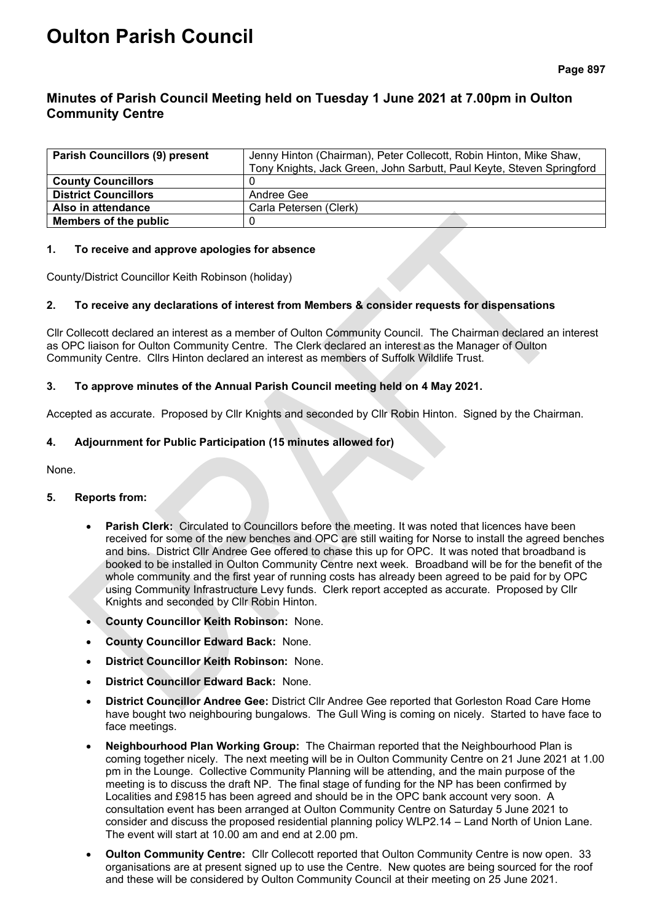// Note: "Page 897" is a minute-book page number and is omitted as a page number; the "DRAFT" watermark is also not transcribed.

# Oulton Parish Council

## Minutes of Parish Council Meeting held on Tuesday 1 June 2021 at 7.00pm in Oulton Community Centre

| **Parish Councillors (9) present** | Jenny Hinton (Chairman), Peter Collecott, Robin Hinton, Mike Shaw, Tony Knights, Jack Green, John Sarbutt, Paul Keyte, Steven Springford |
|---|---|
| **County Councillors** | 0 |
| **District Councillors** | Andree Gee |
| **Also in attendance** | Carla Petersen (Clerk) |
| **Members of the public** | 0 |

### 1. To receive and approve apologies for absence

County/District Councillor Keith Robinson (holiday)

### 2. To receive any declarations of interest from Members & consider requests for dispensations

Cllr Collecott declared an interest as a member of Oulton Community Council. The Chairman declared an interest as OPC liaison for Oulton Community Centre. The Clerk declared an interest as the Manager of Oulton Community Centre. Cllrs Hinton declared an interest as members of Suffolk Wildlife Trust.

### 3. To approve minutes of the Annual Parish Council meeting held on 4 May 2021.

Accepted as accurate. Proposed by Cllr Knights and seconded by Cllr Robin Hinton. Signed by the Chairman.

### 4. Adjournment for Public Participation (15 minutes allowed for)

None.

### 5. Reports from:

- **Parish Clerk:** Circulated to Councillors before the meeting. It was noted that licences have been received for some of the new benches and OPC are still waiting for Norse to install the agreed benches and bins. District Cllr Andree Gee offered to chase this up for OPC. It was noted that broadband is booked to be installed in Oulton Community Centre next week. Broadband will be for the benefit of the whole community and the first year of running costs has already been agreed to be paid for by OPC using Community Infrastructure Levy funds. Clerk report accepted as accurate. Proposed by Cllr Knights and seconded by Cllr Robin Hinton.
- **County Councillor Keith Robinson:** None.
- **County Councillor Edward Back:** None.
- **District Councillor Keith Robinson:** None.
- **District Councillor Edward Back:** None.
- **District Councillor Andree Gee:** District Cllr Andree Gee reported that Gorleston Road Care Home have bought two neighbouring bungalows. The Gull Wing is coming on nicely. Started to have face to face meetings.
- **Neighbourhood Plan Working Group:** The Chairman reported that the Neighbourhood Plan is coming together nicely. The next meeting will be in Oulton Community Centre on 21 June 2021 at 1.00 pm in the Lounge. Collective Community Planning will be attending, and the main purpose of the meeting is to discuss the draft NP. The final stage of funding for the NP has been confirmed by Localities and £9815 has been agreed and should be in the OPC bank account very soon. A consultation event has been arranged at Oulton Community Centre on Saturday 5 June 2021 to consider and discuss the proposed residential planning policy WLP2.14 – Land North of Union Lane. The event will start at 10.00 am and end at 2.00 pm.
- **Oulton Community Centre:** Cllr Collecott reported that Oulton Community Centre is now open. 33 organisations are at present signed up to use the Centre. New quotes are being sourced for the roof and these will be considered by Oulton Community Council at their meeting on 25 June 2021.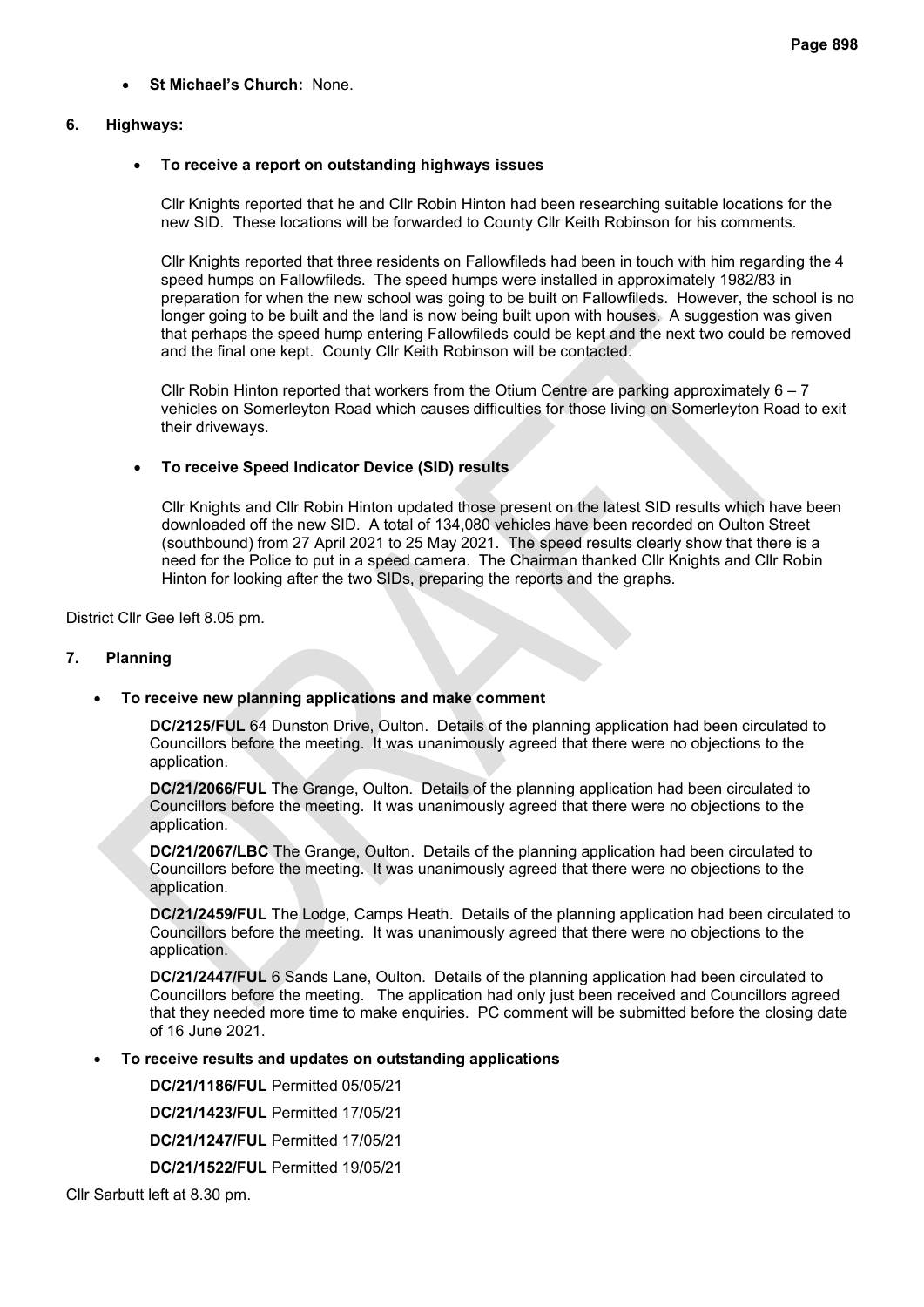- **St Michael's Church:** None.

## 6. Highways:

- **To receive a report on outstanding highways issues**

  Cllr Knights reported that he and Cllr Robin Hinton had been researching suitable locations for the new SID. These locations will be forwarded to County Cllr Keith Robinson for his comments.

  Cllr Knights reported that three residents on Fallowfileds had been in touch with him regarding the 4 speed humps on Fallowfileds. The speed humps were installed in approximately 1982/83 in preparation for when the new school was going to be built on Fallowfileds. However, the school is no longer going to be built and the land is now being built upon with houses. A suggestion was given that perhaps the speed hump entering Fallowfileds could be kept and the next two could be removed and the final one kept. County Cllr Keith Robinson will be contacted.

  Cllr Robin Hinton reported that workers from the Otium Centre are parking approximately 6 – 7 vehicles on Somerleyton Road which causes difficulties for those living on Somerleyton Road to exit their driveways.

- **To receive Speed Indicator Device (SID) results**

  Cllr Knights and Cllr Robin Hinton updated those present on the latest SID results which have been downloaded off the new SID. A total of 134,080 vehicles have been recorded on Oulton Street (southbound) from 27 April 2021 to 25 May 2021. The speed results clearly show that there is a need for the Police to put in a speed camera. The Chairman thanked Cllr Knights and Cllr Robin Hinton for looking after the two SIDs, preparing the reports and the graphs.

District Cllr Gee left 8.05 pm.

## 7. Planning

- **To receive new planning applications and make comment**

  **DC/2125/FUL** 64 Dunston Drive, Oulton. Details of the planning application had been circulated to Councillors before the meeting. It was unanimously agreed that there were no objections to the application.

  **DC/21/2066/FUL** The Grange, Oulton. Details of the planning application had been circulated to Councillors before the meeting. It was unanimously agreed that there were no objections to the application.

  **DC/21/2067/LBC** The Grange, Oulton. Details of the planning application had been circulated to Councillors before the meeting. It was unanimously agreed that there were no objections to the application.

  **DC/21/2459/FUL** The Lodge, Camps Heath. Details of the planning application had been circulated to Councillors before the meeting. It was unanimously agreed that there were no objections to the application.

  **DC/21/2447/FUL** 6 Sands Lane, Oulton. Details of the planning application had been circulated to Councillors before the meeting. The application had only just been received and Councillors agreed that they needed more time to make enquiries. PC comment will be submitted before the closing date of 16 June 2021.

- **To receive results and updates on outstanding applications**

  **DC/21/1186/FUL** Permitted 05/05/21

  **DC/21/1423/FUL** Permitted 17/05/21

  **DC/21/1247/FUL** Permitted 17/05/21

  **DC/21/1522/FUL** Permitted 19/05/21

Cllr Sarbutt left at 8.30 pm.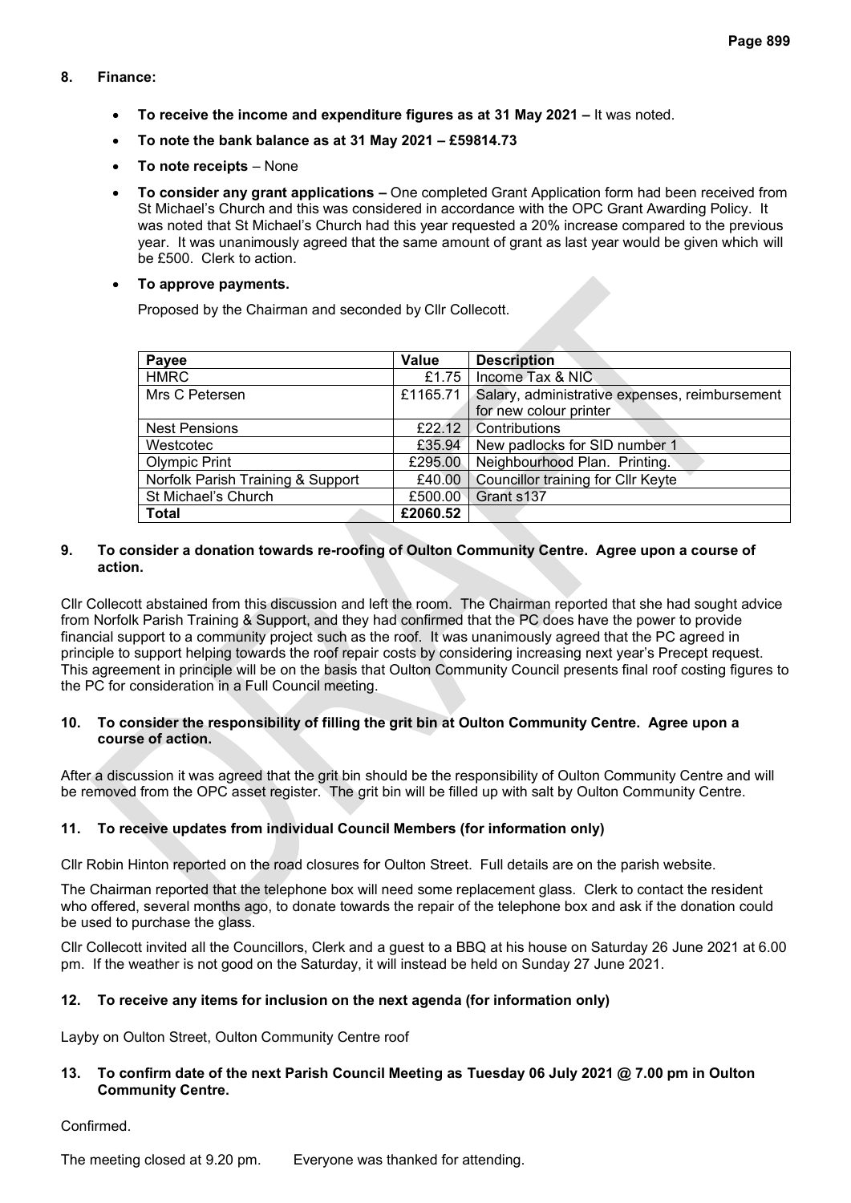## 8. Finance:

- **To receive the income and expenditure figures as at 31 May 2021 –** It was noted.
- **To note the bank balance as at 31 May 2021 – £59814.73**
- **To note receipts** – None
- **To consider any grant applications –** One completed Grant Application form had been received from St Michael's Church and this was considered in accordance with the OPC Grant Awarding Policy. It was noted that St Michael's Church had this year requested a 20% increase compared to the previous year. It was unanimously agreed that the same amount of grant as last year would be given which will be £500. Clerk to action.
- **To approve payments.**

  Proposed by the Chairman and seconded by Cllr Collecott.

| **Payee** | **Value** | **Description** |
|---|---|---|
| HMRC | £1.75 | Income Tax & NIC |
| Mrs C Petersen | £1165.71 | Salary, administrative expenses, reimbursement for new colour printer |
| Nest Pensions | £22.12 | Contributions |
| Westcotec | £35.94 | New padlocks for SID number 1 |
| Olympic Print | £295.00 | Neighbourhood Plan. Printing. |
| Norfolk Parish Training & Support | £40.00 | Councillor training for Cllr Keyte |
| St Michael's Church | £500.00 | Grant s137 |
| **Total** | **£2060.52** | |

## 9. To consider a donation towards re-roofing of Oulton Community Centre. Agree upon a course of action.

Cllr Collecott abstained from this discussion and left the room. The Chairman reported that she had sought advice from Norfolk Parish Training & Support, and they had confirmed that the PC does have the power to provide financial support to a community project such as the roof. It was unanimously agreed that the PC agreed in principle to support helping towards the roof repair costs by considering increasing next year's Precept request. This agreement in principle will be on the basis that Oulton Community Council presents final roof costing figures to the PC for consideration in a Full Council meeting.

## 10. To consider the responsibility of filling the grit bin at Oulton Community Centre. Agree upon a course of action.

After a discussion it was agreed that the grit bin should be the responsibility of Oulton Community Centre and will be removed from the OPC asset register. The grit bin will be filled up with salt by Oulton Community Centre.

## 11. To receive updates from individual Council Members (for information only)

Cllr Robin Hinton reported on the road closures for Oulton Street. Full details are on the parish website.

The Chairman reported that the telephone box will need some replacement glass. Clerk to contact the resident who offered, several months ago, to donate towards the repair of the telephone box and ask if the donation could be used to purchase the glass.

Cllr Collecott invited all the Councillors, Clerk and a guest to a BBQ at his house on Saturday 26 June 2021 at 6.00 pm. If the weather is not good on the Saturday, it will instead be held on Sunday 27 June 2021.

## 12. To receive any items for inclusion on the next agenda (for information only)

Layby on Oulton Street, Oulton Community Centre roof

## 13. To confirm date of the next Parish Council Meeting as Tuesday 06 July 2021 @ 7.00 pm in Oulton Community Centre.

Confirmed.

The meeting closed at 9.20 pm. Everyone was thanked for attending.